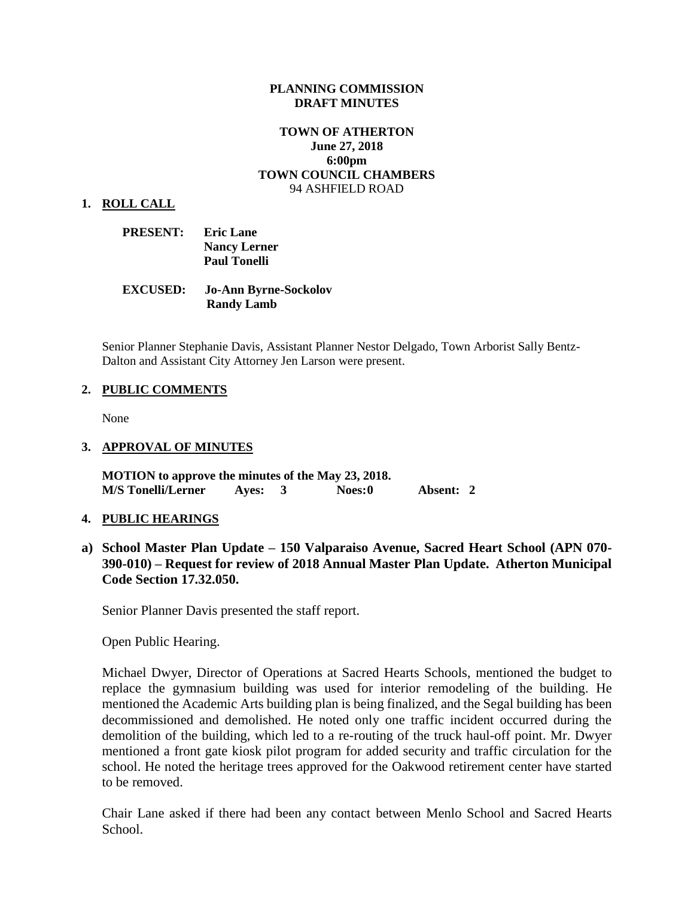**PLANNING COMMISSION**
**DRAFT MINUTES**

**TOWN OF ATHERTON**
**June 27, 2018**
**6:00pm**
**TOWN COUNCIL CHAMBERS**
94 ASHFIELD ROAD

## 1. ROLL CALL

**PRESENT:** **Eric Lane**
**Nancy Lerner**
**Paul Tonelli**

**EXCUSED:** **Jo-Ann Byrne-Sockolov**
**Randy Lamb**

Senior Planner Stephanie Davis, Assistant Planner Nestor Delgado, Town Arborist Sally Bentz-Dalton and Assistant City Attorney Jen Larson were present.

## 2. PUBLIC COMMENTS

None

## 3. APPROVAL OF MINUTES

**MOTION to approve the minutes of the May 23, 2018.**
**M/S Tonelli/Lerner Ayes: 3 Noes: 0 Absent: 2**

## 4. PUBLIC HEARINGS

**a) School Master Plan Update – 150 Valparaiso Avenue, Sacred Heart School (APN 070-390-010) – Request for review of 2018 Annual Master Plan Update. Atherton Municipal Code Section 17.32.050.**

Senior Planner Davis presented the staff report.

Open Public Hearing.

Michael Dwyer, Director of Operations at Sacred Hearts Schools, mentioned the budget to replace the gymnasium building was used for interior remodeling of the building. He mentioned the Academic Arts building plan is being finalized, and the Segal building has been decommissioned and demolished. He noted only one traffic incident occurred during the demolition of the building, which led to a re-routing of the truck haul-off point. Mr. Dwyer mentioned a front gate kiosk pilot program for added security and traffic circulation for the school. He noted the heritage trees approved for the Oakwood retirement center have started to be removed.

Chair Lane asked if there had been any contact between Menlo School and Sacred Hearts School.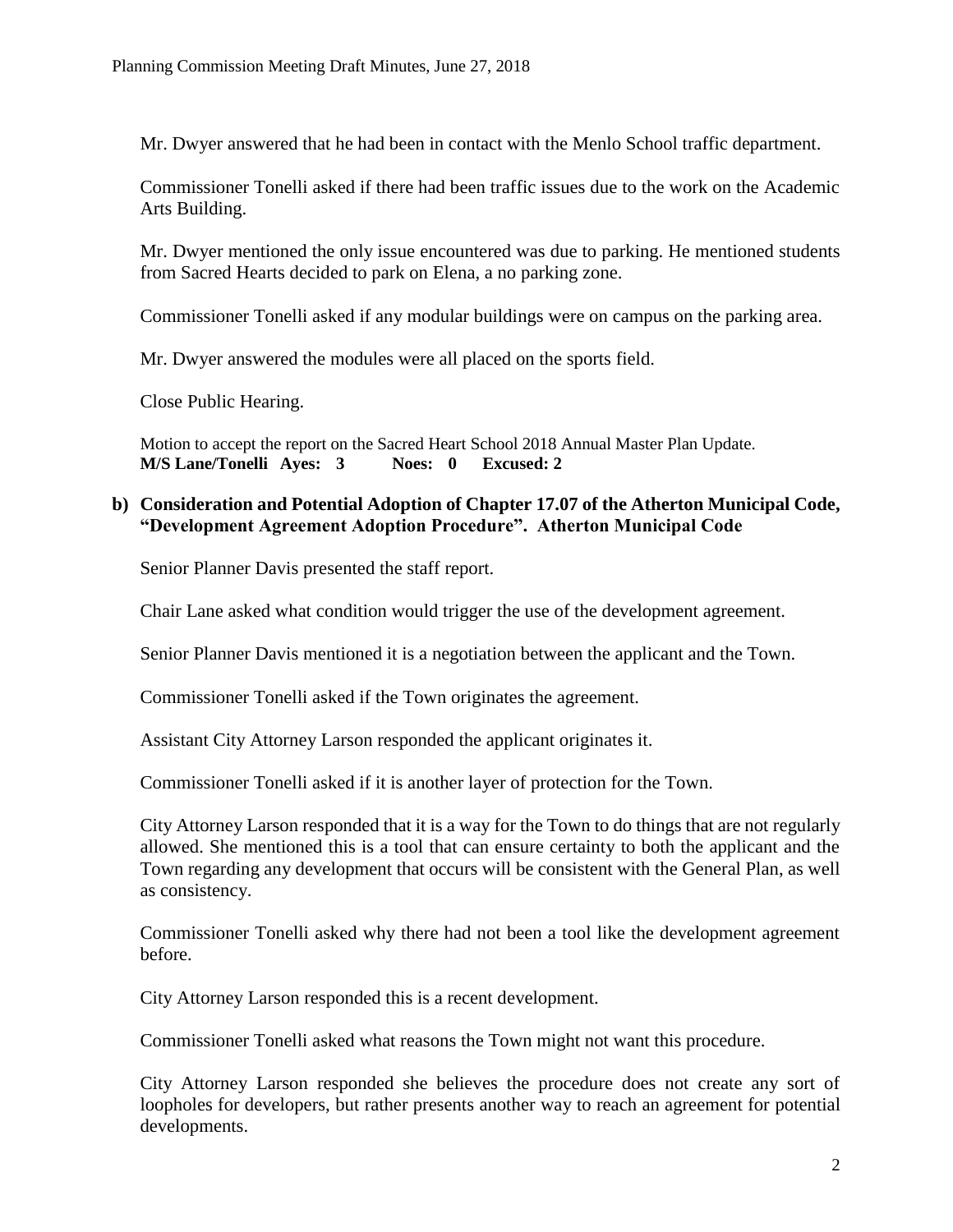Mr. Dwyer answered that he had been in contact with the Menlo School traffic department.

Commissioner Tonelli asked if there had been traffic issues due to the work on the Academic Arts Building.

Mr. Dwyer mentioned the only issue encountered was due to parking. He mentioned students from Sacred Hearts decided to park on Elena, a no parking zone.

Commissioner Tonelli asked if any modular buildings were on campus on the parking area.

Mr. Dwyer answered the modules were all placed on the sports field.

Close Public Hearing.

Motion to accept the report on the Sacred Heart School 2018 Annual Master Plan Update.
**M/S Lane/Tonelli Ayes: 3 Noes: 0 Excused: 2**

**b) Consideration and Potential Adoption of Chapter 17.07 of the Atherton Municipal Code, "Development Agreement Adoption Procedure". Atherton Municipal Code**

Senior Planner Davis presented the staff report.

Chair Lane asked what condition would trigger the use of the development agreement.

Senior Planner Davis mentioned it is a negotiation between the applicant and the Town.

Commissioner Tonelli asked if the Town originates the agreement.

Assistant City Attorney Larson responded the applicant originates it.

Commissioner Tonelli asked if it is another layer of protection for the Town.

City Attorney Larson responded that it is a way for the Town to do things that are not regularly allowed. She mentioned this is a tool that can ensure certainty to both the applicant and the Town regarding any development that occurs will be consistent with the General Plan, as well as consistency.

Commissioner Tonelli asked why there had not been a tool like the development agreement before.

City Attorney Larson responded this is a recent development.

Commissioner Tonelli asked what reasons the Town might not want this procedure.

City Attorney Larson responded she believes the procedure does not create any sort of loopholes for developers, but rather presents another way to reach an agreement for potential developments.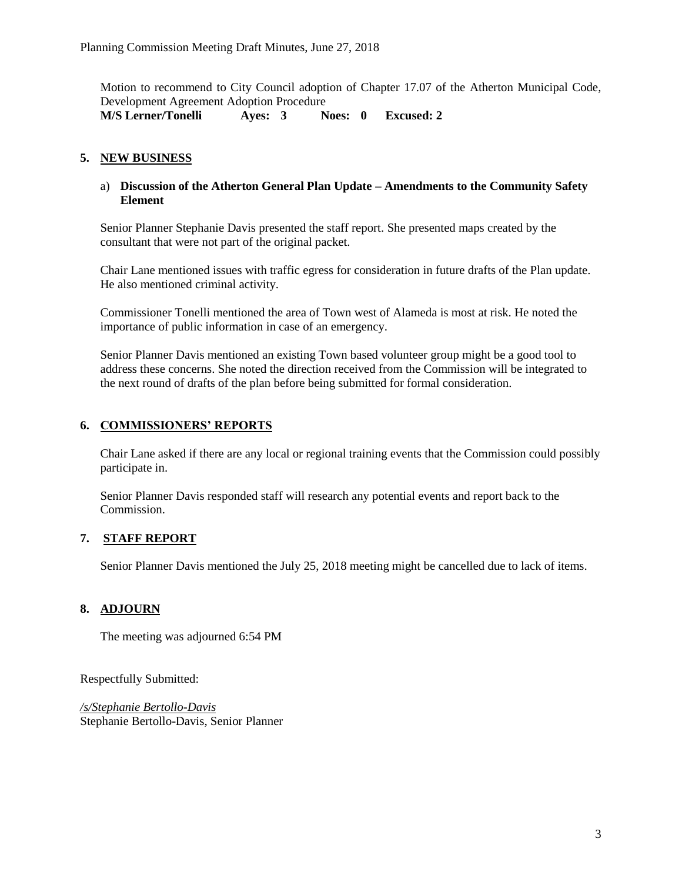Motion to recommend to City Council adoption of Chapter 17.07 of the Atherton Municipal Code, Development Agreement Adoption Procedure

**M/S Lerner/Tonelli Ayes: 3 Noes: 0 Excused: 2**

## 5. NEW BUSINESS

a) **Discussion of the Atherton General Plan Update – Amendments to the Community Safety Element**

Senior Planner Stephanie Davis presented the staff report. She presented maps created by the consultant that were not part of the original packet.

Chair Lane mentioned issues with traffic egress for consideration in future drafts of the Plan update. He also mentioned criminal activity.

Commissioner Tonelli mentioned the area of Town west of Alameda is most at risk. He noted the importance of public information in case of an emergency.

Senior Planner Davis mentioned an existing Town based volunteer group might be a good tool to address these concerns. She noted the direction received from the Commission will be integrated to the next round of drafts of the plan before being submitted for formal consideration.

## 6. COMMISSIONERS' REPORTS

Chair Lane asked if there are any local or regional training events that the Commission could possibly participate in.

Senior Planner Davis responded staff will research any potential events and report back to the Commission.

## 7. STAFF REPORT

Senior Planner Davis mentioned the July 25, 2018 meeting might be cancelled due to lack of items.

## 8. ADJOURN

The meeting was adjourned 6:54 PM

Respectfully Submitted:

*/s/Stephanie Bertollo-Davis*
Stephanie Bertollo-Davis, Senior Planner